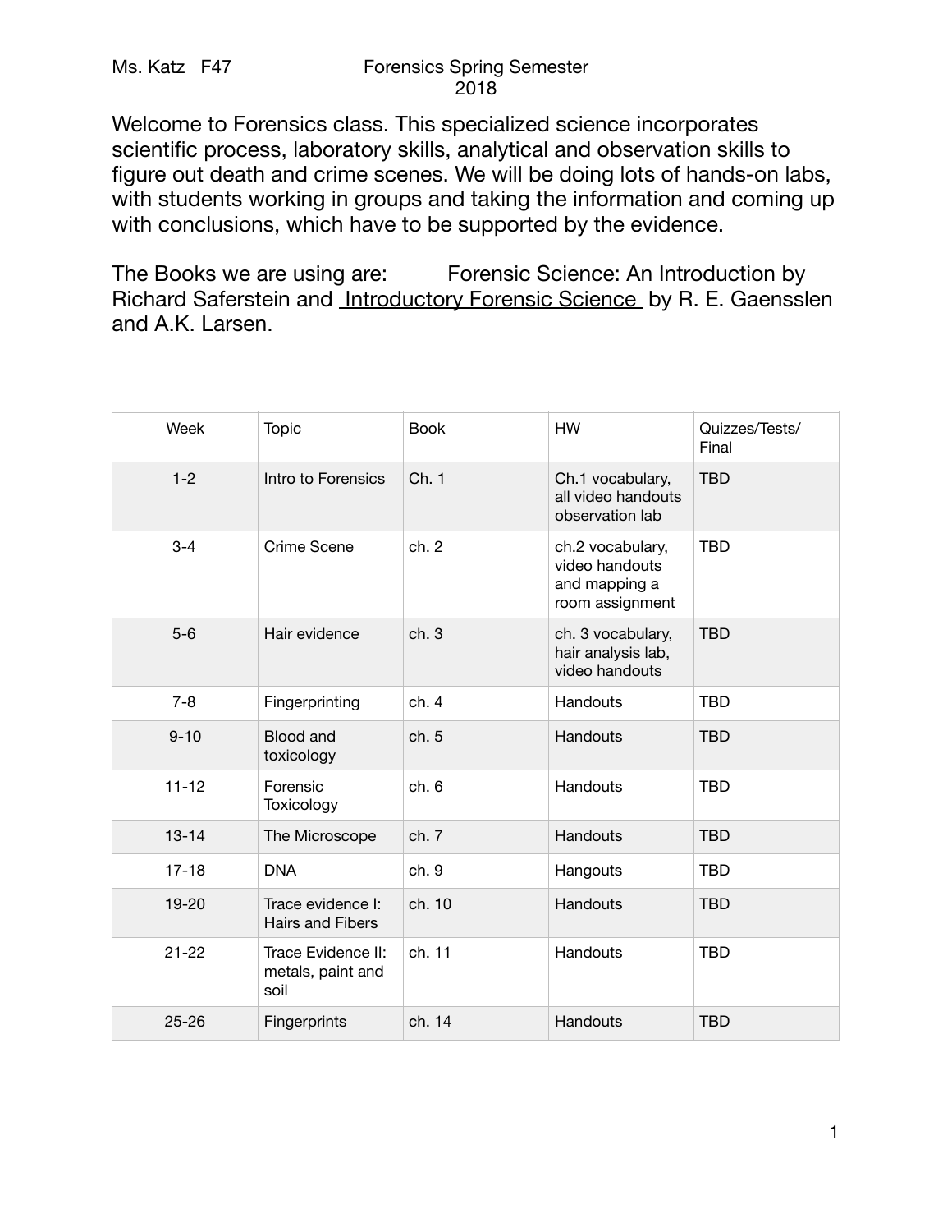Ms. Katz F47 Forensics Spring Semester 2018

Welcome to Forensics class. This specialized science incorporates scientific process, laboratory skills, analytical and observation skills to figure out death and crime scenes. We will be doing lots of hands-on labs, with students working in groups and taking the information and coming up with conclusions, which have to be supported by the evidence.

The Books we are using are: Forensic Science: An Introduction by Richard Saferstein and Introductory Forensic Science by R. E. Gaensslen and A.K. Larsen.

| Week | Topic | Book | HW | Quizzes/Tests/ Final |
|---|---|---|---|---|
| 1-2 | Intro to Forensics | Ch. 1 | Ch.1 vocabulary, all video handouts observation lab | TBD |
| 3-4 | Crime Scene | ch. 2 | ch.2 vocabulary, video handouts and mapping a room assignment | TBD |
| 5-6 | Hair evidence | ch. 3 | ch. 3 vocabulary, hair analysis lab, video handouts | TBD |
| 7-8 | Fingerprinting | ch. 4 | Handouts | TBD |
| 9-10 | Blood and toxicology | ch. 5 | Handouts | TBD |
| 11-12 | Forensic Toxicology | ch. 6 | Handouts | TBD |
| 13-14 | The Microscope | ch. 7 | Handouts | TBD |
| 17-18 | DNA | ch. 9 | Hangouts | TBD |
| 19-20 | Trace evidence I: Hairs and Fibers | ch. 10 | Handouts | TBD |
| 21-22 | Trace Evidence II: metals, paint and soil | ch. 11 | Handouts | TBD |
| 25-26 | Fingerprints | ch. 14 | Handouts | TBD |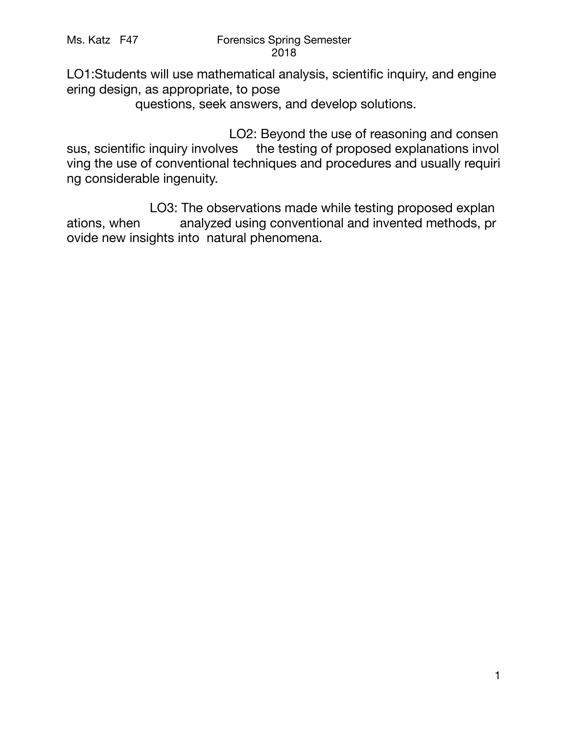Ms. Katz F47 Forensics Spring Semester 2018

LO1:Students will use mathematical analysis, scientific inquiry, and engineering design, as appropriate, to pose questions, seek answers, and develop solutions.

LO2: Beyond the use of reasoning and consensus, scientific inquiry involves the testing of proposed explanations involving the use of conventional techniques and procedures and usually requiring considerable ingenuity.

LO3: The observations made while testing proposed explanations, when analyzed using conventional and invented methods, provide new insights into natural phenomena.